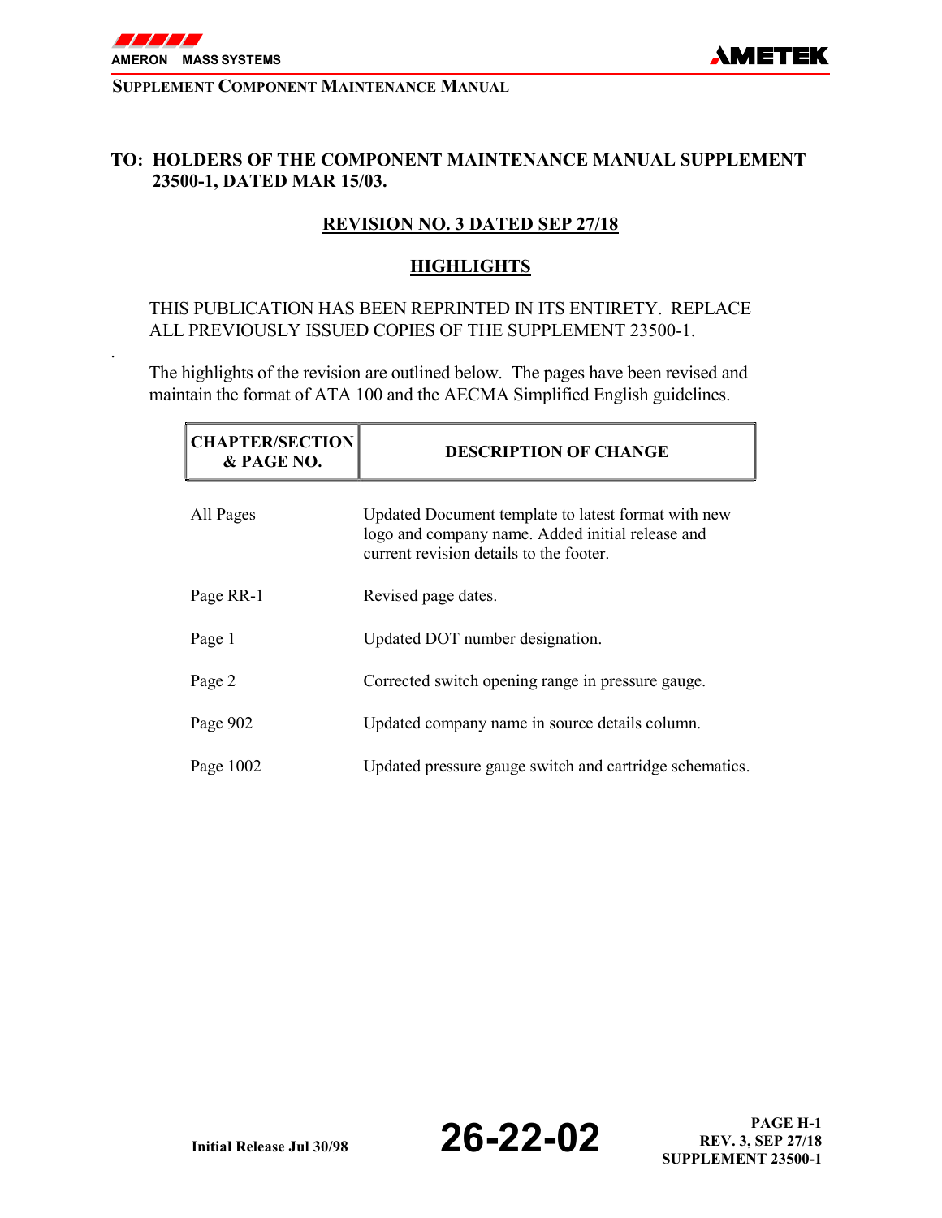**TO: HOLDERS OF THE COMPONENT MAINTENANCE MANUAL SUPPLEMENT 23500-1, DATED MAR 15/03.**

## REVISION NO. 3 DATED SEP 27/18

## HIGHLIGHTS

THIS PUBLICATION HAS BEEN REPRINTED IN ITS ENTIRETY. REPLACE ALL PREVIOUSLY ISSUED COPIES OF THE SUPPLEMENT 23500-1.

The highlights of the revision are outlined below. The pages have been revised and maintain the format of ATA 100 and the AECMA Simplified English guidelines.

| CHAPTER/SECTION & PAGE NO. | DESCRIPTION OF CHANGE |
|---|---|
| All Pages | Updated Document template to latest format with new logo and company name. Added initial release and current revision details to the footer. |
| Page RR-1 | Revised page dates. |
| Page 1 | Updated DOT number designation. |
| Page 2 | Corrected switch opening range in pressure gauge. |
| Page 902 | Updated company name in source details column. |
| Page 1002 | Updated pressure gauge switch and cartridge schematics. |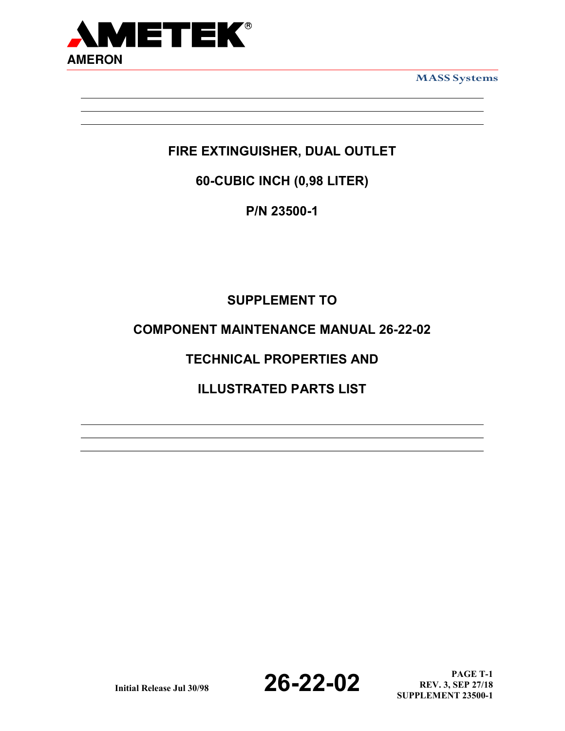FIRE EXTINGUISHER, DUAL OUTLET

60-CUBIC INCH (0,98 LITER)

P/N 23500-1

SUPPLEMENT TO

COMPONENT MAINTENANCE MANUAL 26-22-02

TECHNICAL PROPERTIES AND

ILLUSTRATED PARTS LIST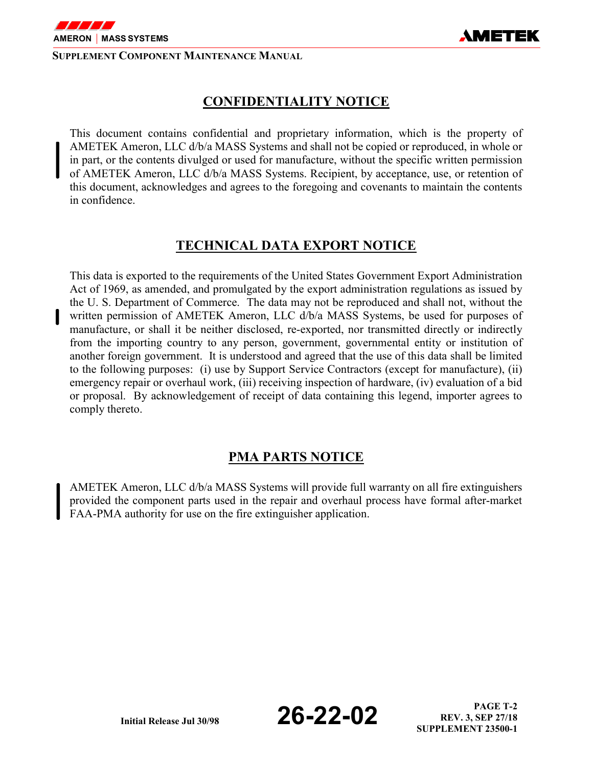## CONFIDENTIALITY NOTICE

This document contains confidential and proprietary information, which is the property of AMETEK Ameron, LLC d/b/a MASS Systems and shall not be copied or reproduced, in whole or in part, or the contents divulged or used for manufacture, without the specific written permission of AMETEK Ameron, LLC d/b/a MASS Systems. Recipient, by acceptance, use, or retention of this document, acknowledges and agrees to the foregoing and covenants to maintain the contents in confidence.

## TECHNICAL DATA EXPORT NOTICE

This data is exported to the requirements of the United States Government Export Administration Act of 1969, as amended, and promulgated by the export administration regulations as issued by the U. S. Department of Commerce. The data may not be reproduced and shall not, without the written permission of AMETEK Ameron, LLC d/b/a MASS Systems, be used for purposes of manufacture, or shall it be neither disclosed, re-exported, nor transmitted directly or indirectly from the importing country to any person, government, governmental entity or institution of another foreign government. It is understood and agreed that the use of this data shall be limited to the following purposes: (i) use by Support Service Contractors (except for manufacture), (ii) emergency repair or overhaul work, (iii) receiving inspection of hardware, (iv) evaluation of a bid or proposal. By acknowledgement of receipt of data containing this legend, importer agrees to comply thereto.

## PMA PARTS NOTICE

AMETEK Ameron, LLC d/b/a MASS Systems will provide full warranty on all fire extinguishers provided the component parts used in the repair and overhaul process have formal after-market FAA-PMA authority for use on the fire extinguisher application.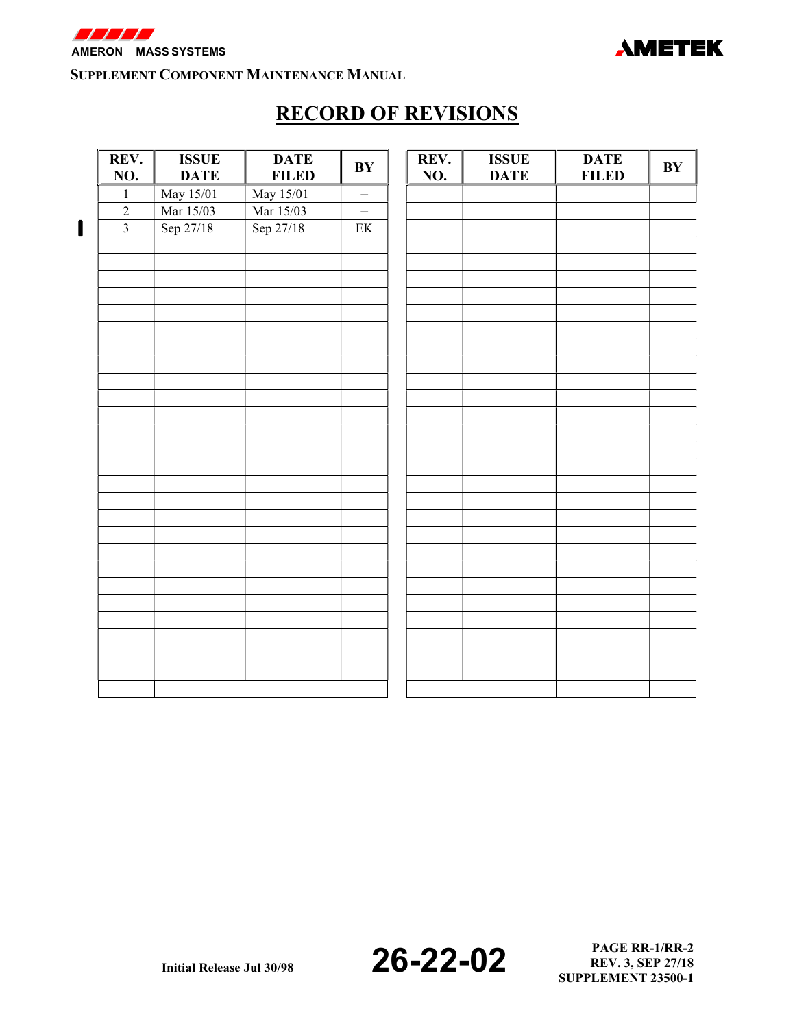# RECORD OF REVISIONS

| REV. NO. | ISSUE DATE | DATE FILED | BY |
|---|---|---|---|
| 1 | May 15/01 | May 15/01 | – |
| 2 | Mar 15/03 | Mar 15/03 | – |
| 3 | Sep 27/18 | Sep 27/18 | EK |
| | | | |
| | | | |
| | | | |
| | | | |
| | | | |

| REV. NO. | ISSUE DATE | DATE FILED | BY |
|---|---|---|---|
| | | | |
| | | | |
| | | | |
| | | | |
| | | | |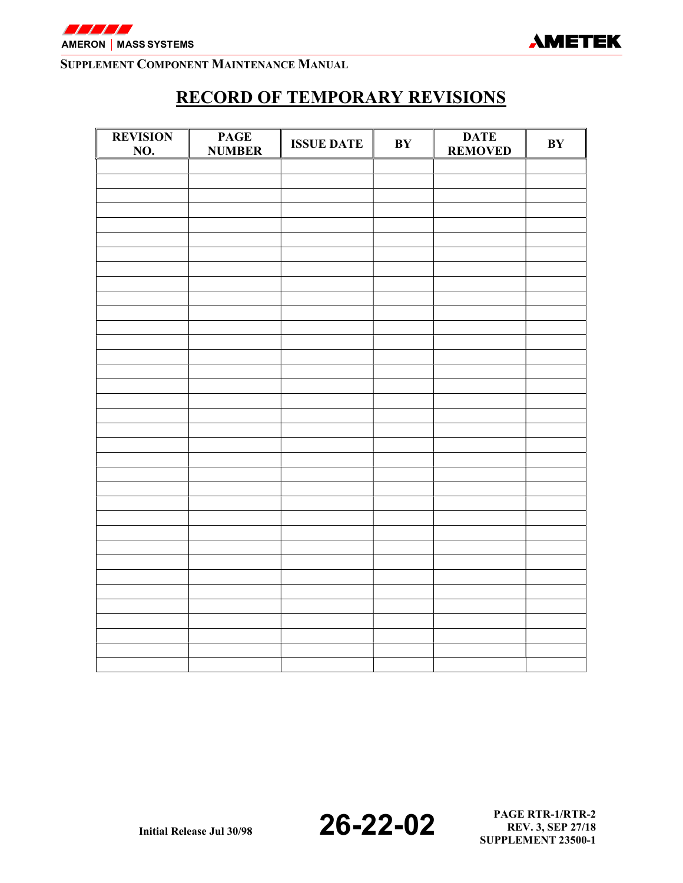# RECORD OF TEMPORARY REVISIONS

| REVISION NO. | PAGE NUMBER | ISSUE DATE | BY | DATE REMOVED | BY |
|---|---|---|---|---|---|
| | | | | | |
| | | | | | |
| | | | | | |
| | | | | | |
| | | | | | |
| | | | | | |
| | | | | | |
| | | | | | |
| | | | | | |
| | | | | | |
| | | | | | |
| | | | | | |
| | | | | | |
| | | | | | |
| | | | | | |
| | | | | | |
| | | | | | |
| | | | | | |
| | | | | | |
| | | | | | |
| | | | | | |
| | | | | | |
| | | | | | |
| | | | | | |
| | | | | | |
| | | | | | |
| | | | | | |
| | | | | | |
| | | | | | |
| | | | | | |
| | | | | | |
| | | | | | |
| | | | | | |
| | | | | | |
| | | | | | |
| | | | | | |
| | | | | | |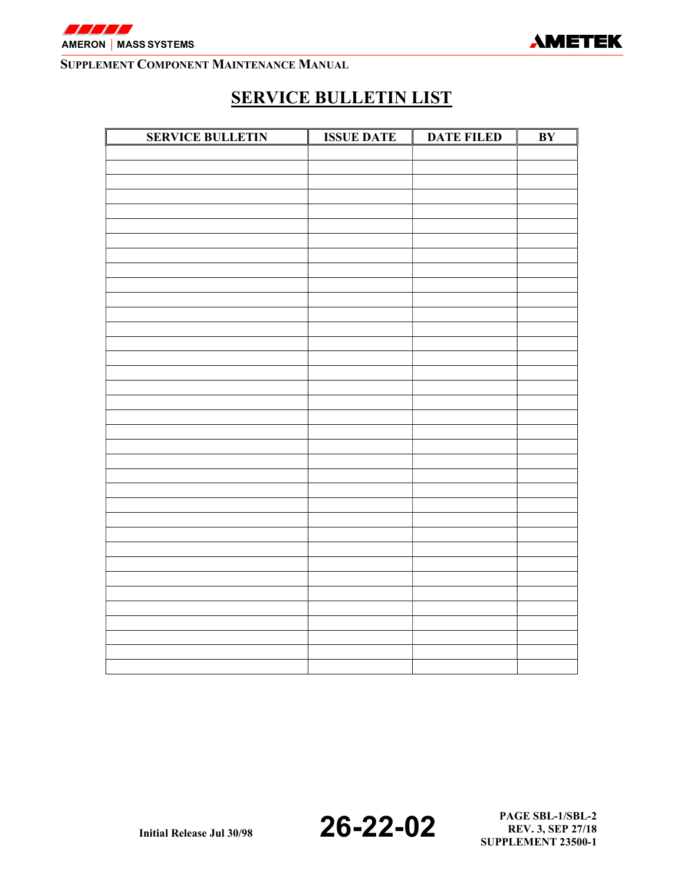# SERVICE BULLETIN LIST

| SERVICE BULLETIN | ISSUE DATE | DATE FILED | BY |
|---|---|---|---|
| | | | |
| | | | |
| | | | |
| | | | |
| | | | |
| | | | |
| | | | |
| | | | |
| | | | |
| | | | |
| | | | |
| | | | |
| | | | |
| | | | |
| | | | |
| | | | |
| | | | |
| | | | |
| | | | |
| | | | |
| | | | |
| | | | |
| | | | |
| | | | |
| | | | |
| | | | |
| | | | |
| | | | |
| | | | |
| | | | |
| | | | |
| | | | |
| | | | |
| | | | |
| | | | |
| | | | |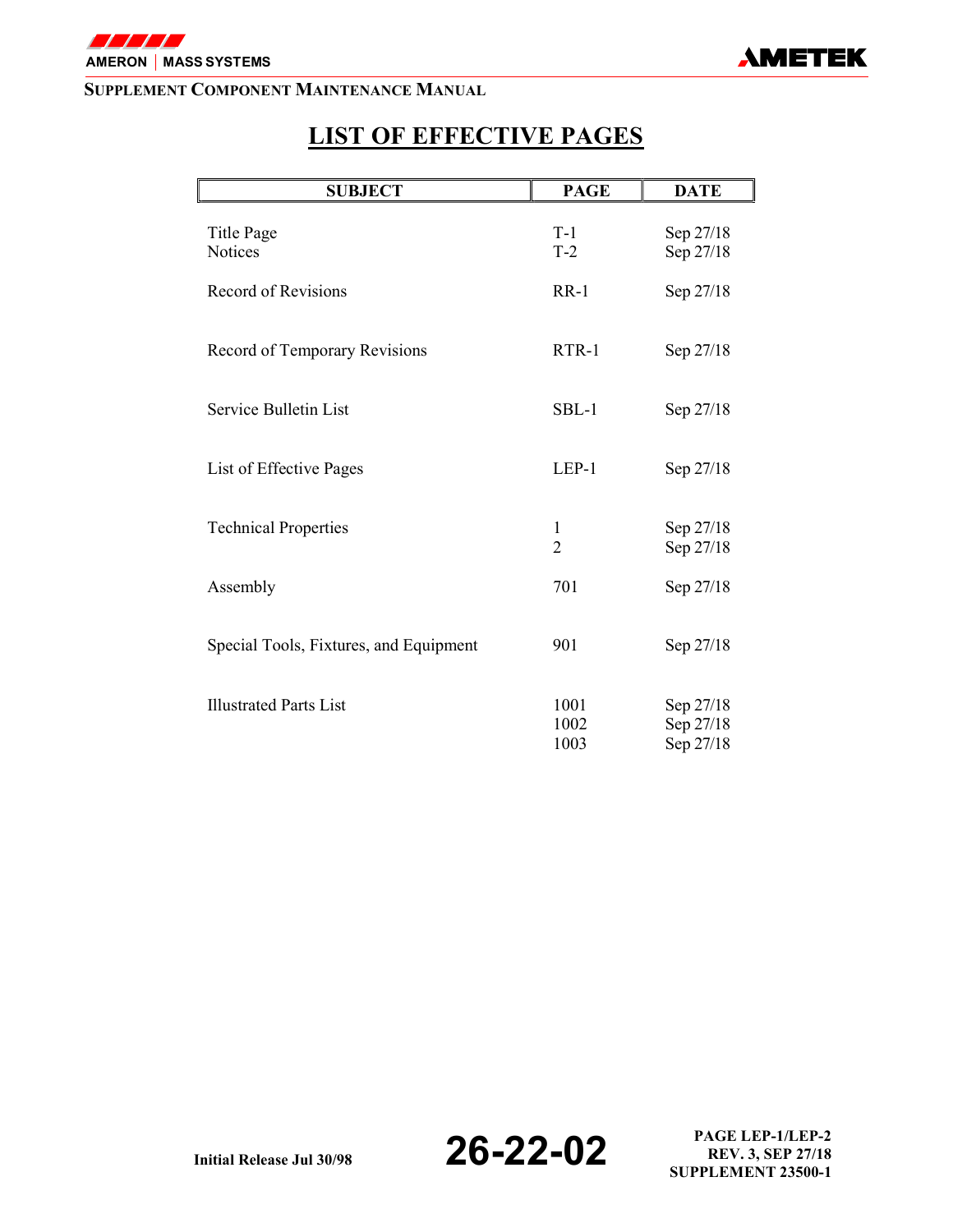# LIST OF EFFECTIVE PAGES

| SUBJECT | PAGE | DATE |
|---|---|---|
| Title Page | T-1 | Sep 27/18 |
| Notices | T-2 | Sep 27/18 |
| Record of Revisions | RR-1 | Sep 27/18 |
| Record of Temporary Revisions | RTR-1 | Sep 27/18 |
| Service Bulletin List | SBL-1 | Sep 27/18 |
| List of Effective Pages | LEP-1 | Sep 27/18 |
| Technical Properties | 1 | Sep 27/18 |
| | 2 | Sep 27/18 |
| Assembly | 701 | Sep 27/18 |
| Special Tools, Fixtures, and Equipment | 901 | Sep 27/18 |
| Illustrated Parts List | 1001 | Sep 27/18 |
| | 1002 | Sep 27/18 |
| | 1003 | Sep 27/18 |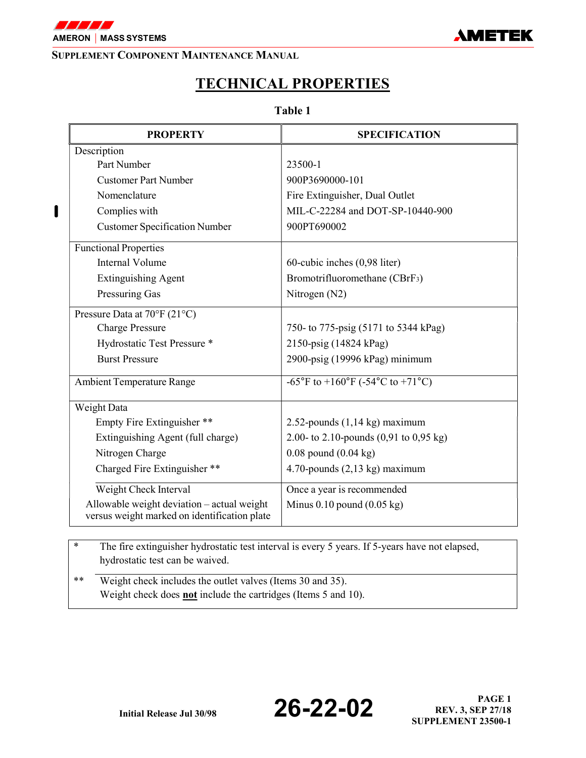# TECHNICAL PROPERTIES

**Table 1**

| PROPERTY | SPECIFICATION |
|---|---|
| Description | |
| Part Number | 23500-1 |
| Customer Part Number | 900P3690000-101 |
| Nomenclature | Fire Extinguisher, Dual Outlet |
| Complies with | MIL-C-22284 and DOT-SP-10440-900 |
| Customer Specification Number | 900PT690002 |
| Functional Properties | |
| Internal Volume | 60-cubic inches (0,98 liter) |
| Extinguishing Agent | Bromotrifluoromethane ($CBrF_3$) |
| Pressuring Gas | Nitrogen ($N_2$) |
| Pressure Data at 70°F (21°C) | |
| Charge Pressure | 750- to 775-psig (5171 to 5344 kPag) |
| Hydrostatic Test Pressure * | 2150-psig (14824 kPag) |
| Burst Pressure | 2900-psig (19996 kPag) minimum |
| Ambient Temperature Range | -65°F to +160°F (-54°C to +71°C) |
| Weight Data | |
| Empty Fire Extinguisher ** | 2.52-pounds (1,14 kg) maximum |
| Extinguishing Agent (full charge) | 2.00- to 2.10-pounds (0,91 to 0,95 kg) |
| Nitrogen Charge | 0.08 pound (0.04 kg) |
| Charged Fire Extinguisher ** | 4.70-pounds (2,13 kg) maximum |
| Weight Check Interval | Once a year is recommended |
| Allowable weight deviation – actual weight versus weight marked on identification plate | Minus 0.10 pound (0.05 kg) |

\* The fire extinguisher hydrostatic test interval is every 5 years. If 5-years have not elapsed, hydrostatic test can be waived.

\*\* Weight check includes the outlet valves (Items 30 and 35). Weight check does **not** include the cartridges (Items 5 and 10).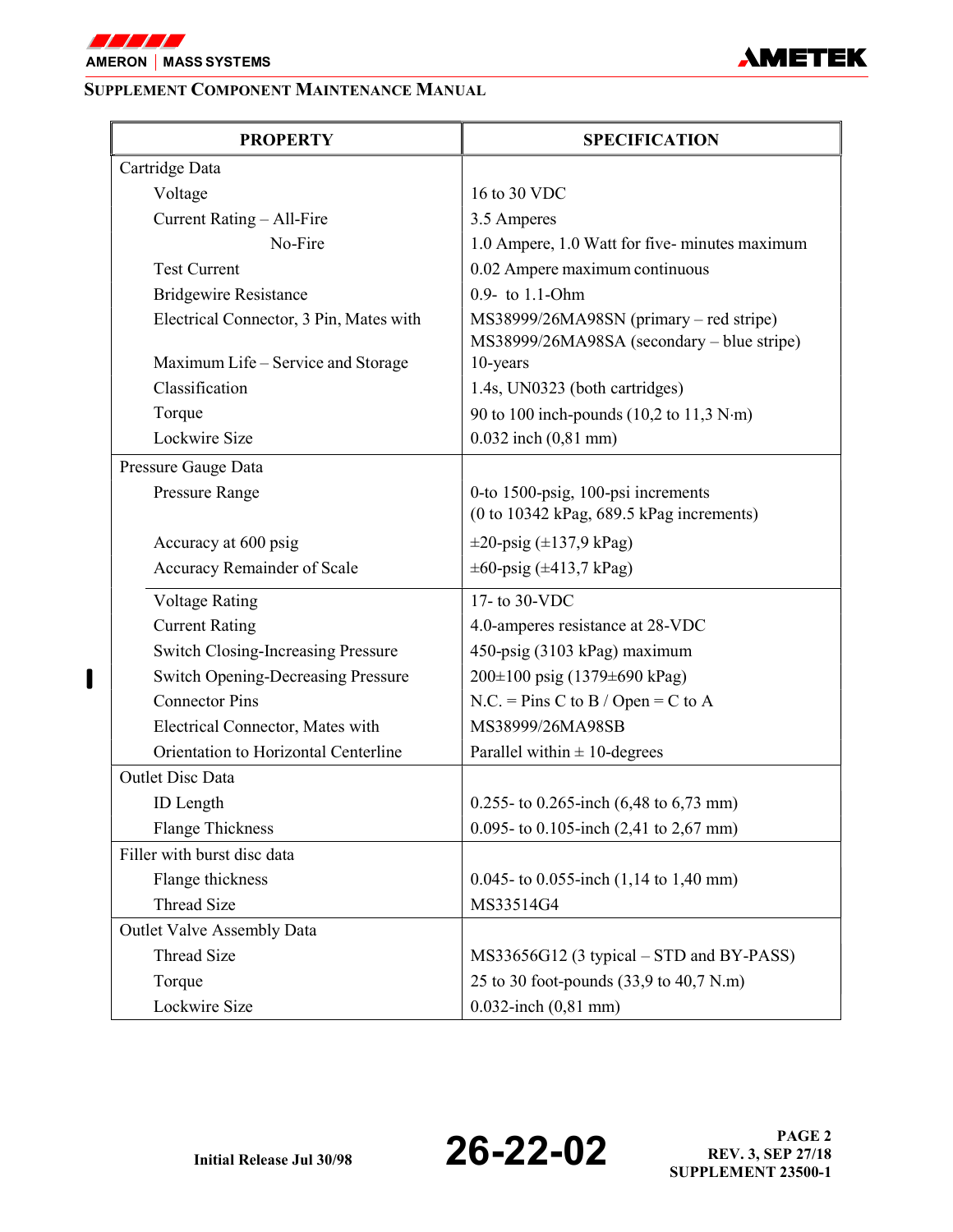| PROPERTY | SPECIFICATION |
|---|---|
| Cartridge Data | |
| Voltage | 16 to 30 VDC |
| Current Rating – All-Fire | 3.5 Amperes |
| No-Fire | 1.0 Ampere, 1.0 Watt for five- minutes maximum |
| Test Current | 0.02 Ampere maximum continuous |
| Bridgewire Resistance | 0.9- to 1.1-Ohm |
| Electrical Connector, 3 Pin, Mates with | MS38999/26MA98SN (primary – red stripe)<br>MS38999/26MA98SA (secondary – blue stripe) |
| Maximum Life – Service and Storage | 10-years |
| Classification | 1.4s, UN0323 (both cartridges) |
| Torque | 90 to 100 inch-pounds (10,2 to 11,3 N·m) |
| Lockwire Size | 0.032 inch (0,81 mm) |
| Pressure Gauge Data | |
| Pressure Range | 0-to 1500-psig, 100-psi increments<br>(0 to 10342 kPag, 689.5 kPag increments) |
| Accuracy at 600 psig | ±20-psig (±137,9 kPag) |
| Accuracy Remainder of Scale | ±60-psig (±413,7 kPag) |
| Voltage Rating | 17- to 30-VDC |
| Current Rating | 4.0-amperes resistance at 28-VDC |
| Switch Closing-Increasing Pressure | 450-psig (3103 kPag) maximum |
| Switch Opening-Decreasing Pressure | 200±100 psig (1379±690 kPag) |
| Connector Pins | N.C. = Pins C to B / Open = C to A |
| Electrical Connector, Mates with | MS38999/26MA98SB |
| Orientation to Horizontal Centerline | Parallel within ± 10-degrees |
| Outlet Disc Data | |
| ID Length | 0.255- to 0.265-inch (6,48 to 6,73 mm) |
| Flange Thickness | 0.095- to 0.105-inch (2,41 to 2,67 mm) |
| Filler with burst disc data | |
| Flange thickness | 0.045- to 0.055-inch (1,14 to 1,40 mm) |
| Thread Size | MS33514G4 |
| Outlet Valve Assembly Data | |
| Thread Size | MS33656G12 (3 typical – STD and BY-PASS) |
| Torque | 25 to 30 foot-pounds (33,9 to 40,7 N.m) |
| Lockwire Size | 0.032-inch (0,81 mm) |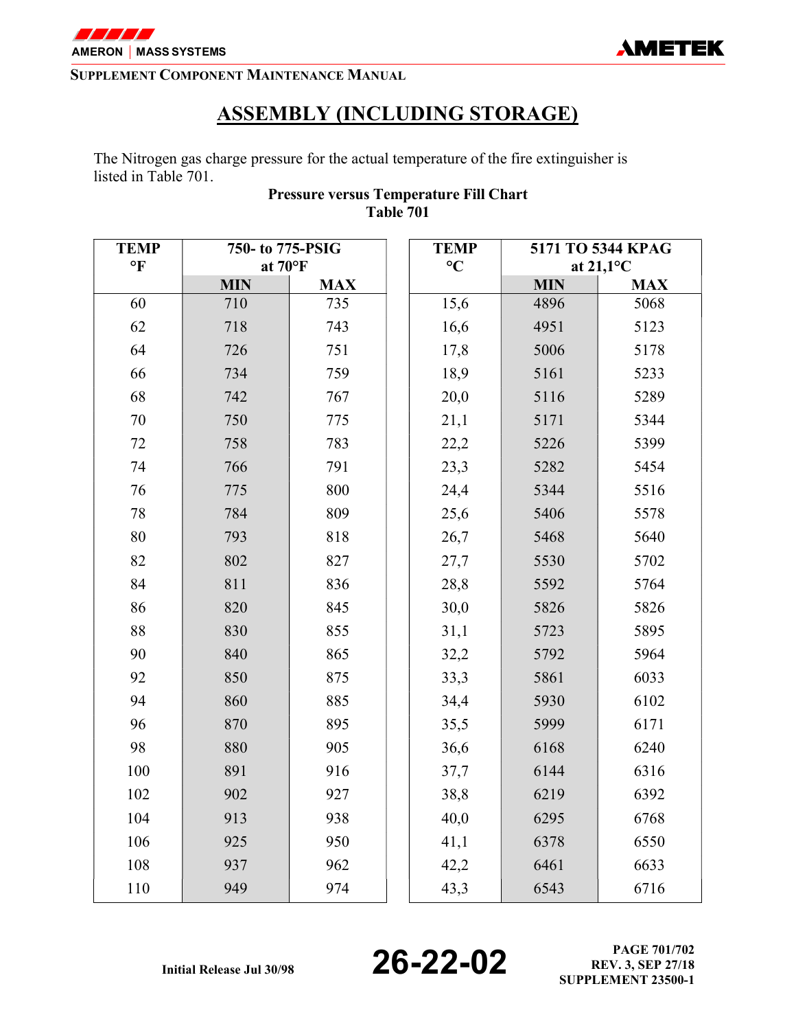# ASSEMBLY (INCLUDING STORAGE)

The Nitrogen gas charge pressure for the actual temperature of the fire extinguisher is listed in Table 701.

**Pressure versus Temperature Fill Chart**
**Table 701**

| TEMP °F | 750- to 775-PSIG at 70°F | |
|---|---|---|
| | MIN | MAX |
| 60 | 710 | 735 |
| 62 | 718 | 743 |
| 64 | 726 | 751 |
| 66 | 734 | 759 |
| 68 | 742 | 767 |
| 70 | 750 | 775 |
| 72 | 758 | 783 |
| 74 | 766 | 791 |
| 76 | 775 | 800 |
| 78 | 784 | 809 |
| 80 | 793 | 818 |
| 82 | 802 | 827 |
| 84 | 811 | 836 |
| 86 | 820 | 845 |
| 88 | 830 | 855 |
| 90 | 840 | 865 |
| 92 | 850 | 875 |
| 94 | 860 | 885 |
| 96 | 870 | 895 |
| 98 | 880 | 905 |
| 100 | 891 | 916 |
| 102 | 902 | 927 |
| 104 | 913 | 938 |
| 106 | 925 | 950 |
| 108 | 937 | 962 |
| 110 | 949 | 974 |

| TEMP °C | 5171 TO 5344 KPAG at 21,1°C | |
|---|---|---|
| | MIN | MAX |
| 15,6 | 4896 | 5068 |
| 16,6 | 4951 | 5123 |
| 17,8 | 5006 | 5178 |
| 18,9 | 5161 | 5233 |
| 20,0 | 5116 | 5289 |
| 21,1 | 5171 | 5344 |
| 22,2 | 5226 | 5399 |
| 23,3 | 5282 | 5454 |
| 24,4 | 5344 | 5516 |
| 25,6 | 5406 | 5578 |
| 26,7 | 5468 | 5640 |
| 27,7 | 5530 | 5702 |
| 28,8 | 5592 | 5764 |
| 30,0 | 5826 | 5826 |
| 31,1 | 5723 | 5895 |
| 32,2 | 5792 | 5964 |
| 33,3 | 5861 | 6033 |
| 34,4 | 5930 | 6102 |
| 35,5 | 5999 | 6171 |
| 36,6 | 6168 | 6240 |
| 37,7 | 6144 | 6316 |
| 38,8 | 6219 | 6392 |
| 40,0 | 6295 | 6768 |
| 41,1 | 6378 | 6550 |
| 42,2 | 6461 | 6633 |
| 43,3 | 6543 | 6716 |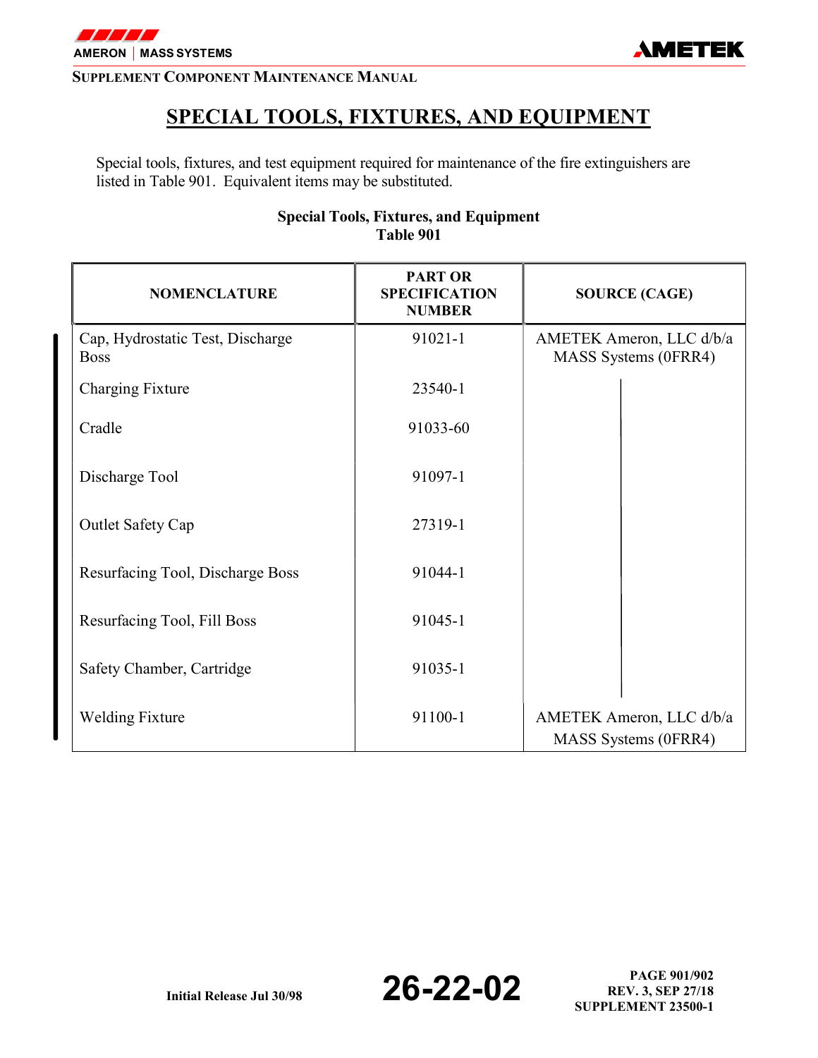# SPECIAL TOOLS, FIXTURES, AND EQUIPMENT

Special tools, fixtures, and test equipment required for maintenance of the fire extinguishers are listed in Table 901. Equivalent items may be substituted.

**Special Tools, Fixtures, and Equipment**
**Table 901**

| NOMENCLATURE | PART OR SPECIFICATION NUMBER | SOURCE (CAGE) |
|---|---|---|
| Cap, Hydrostatic Test, Discharge Boss | 91021-1 | AMETEK Ameron, LLC d/b/a MASS Systems (0FRR4) |
| Charging Fixture | 23540-1 | |
| Cradle | 91033-60 | |
| Discharge Tool | 91097-1 | |
| Outlet Safety Cap | 27319-1 | |
| Resurfacing Tool, Discharge Boss | 91044-1 | |
| Resurfacing Tool, Fill Boss | 91045-1 | |
| Safety Chamber, Cartridge | 91035-1 | |
| Welding Fixture | 91100-1 | AMETEK Ameron, LLC d/b/a MASS Systems (0FRR4) |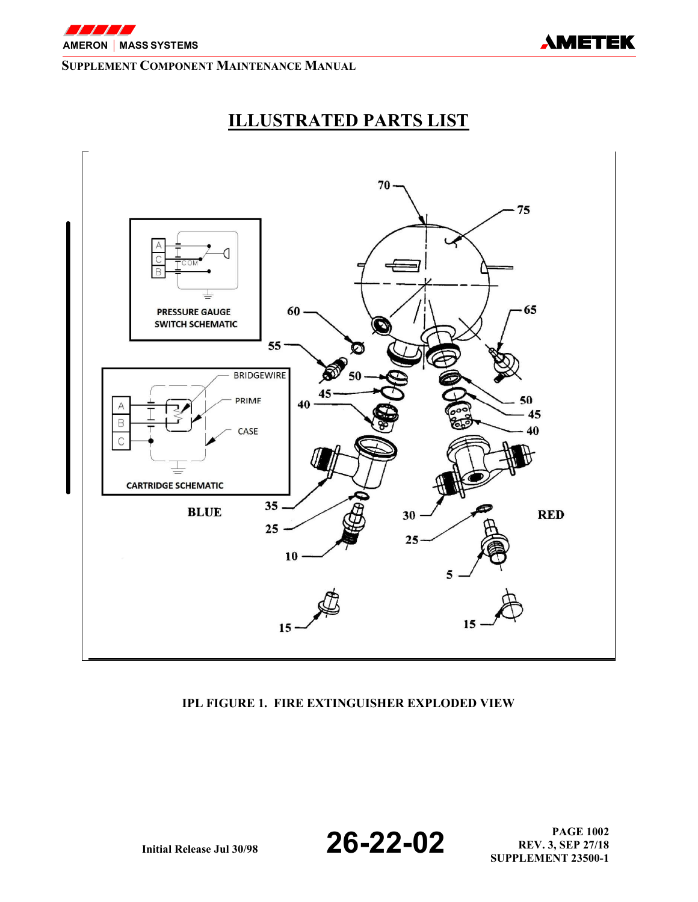# ILLUSTRATED PARTS LIST

IPL FIGURE 1. FIRE EXTINGUISHER EXPLODED VIEW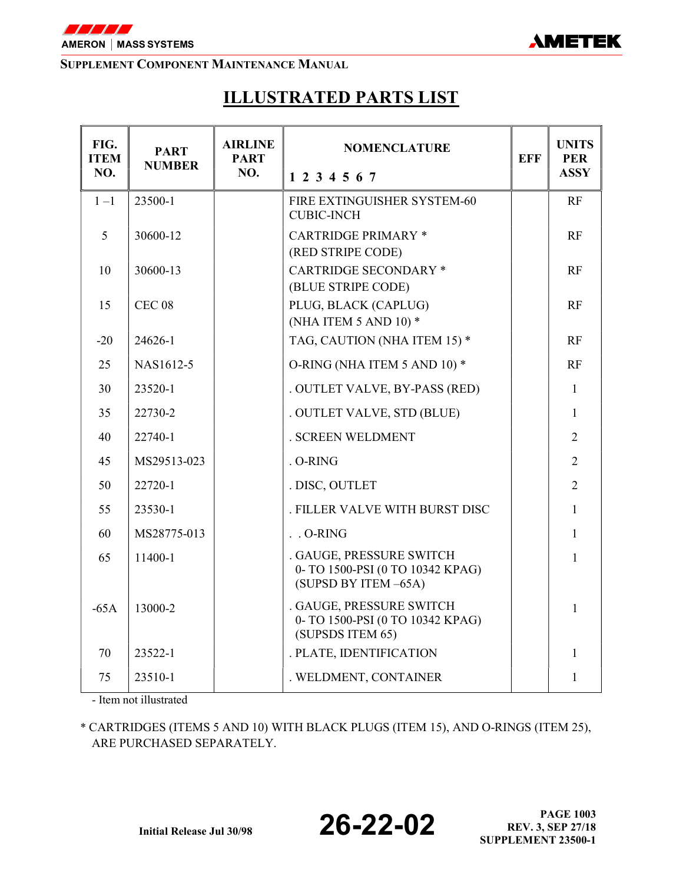## ILLUSTRATED PARTS LIST

| FIG. ITEM NO. | PART NUMBER | AIRLINE PART NO. | NOMENCLATURE 1 2 3 4 5 6 7 | EFF | UNITS PER ASSY |
|---|---|---|---|---|---|
| 1 –1 | 23500-1 | | FIRE EXTINGUISHER SYSTEM-60 CUBIC-INCH | | RF |
| 5 | 30600-12 | | CARTRIDGE PRIMARY * (RED STRIPE CODE) | | RF |
| 10 | 30600-13 | | CARTRIDGE SECONDARY * (BLUE STRIPE CODE) | | RF |
| 15 | CEC 08 | | PLUG, BLACK (CAPLUG) (NHA ITEM 5 AND 10) * | | RF |
| -20 | 24626-1 | | TAG, CAUTION (NHA ITEM 15) * | | RF |
| 25 | NAS1612-5 | | O-RING (NHA ITEM 5 AND 10) * | | RF |
| 30 | 23520-1 | | . OUTLET VALVE, BY-PASS (RED) | | 1 |
| 35 | 22730-2 | | . OUTLET VALVE, STD (BLUE) | | 1 |
| 40 | 22740-1 | | . SCREEN WELDMENT | | 2 |
| 45 | MS29513-023 | | . O-RING | | 2 |
| 50 | 22720-1 | | . DISC, OUTLET | | 2 |
| 55 | 23530-1 | | . FILLER VALVE WITH BURST DISC | | 1 |
| 60 | MS28775-013 | | . . O-RING | | 1 |
| 65 | 11400-1 | | . GAUGE, PRESSURE SWITCH 0- TO 1500-PSI (0 TO 10342 KPAG) (SUPSD BY ITEM –65A) | | 1 |
| -65A | 13000-2 | | . GAUGE, PRESSURE SWITCH 0- TO 1500-PSI (0 TO 10342 KPAG) (SUPSDS ITEM 65) | | 1 |
| 70 | 23522-1 | | . PLATE, IDENTIFICATION | | 1 |
| 75 | 23510-1 | | . WELDMENT, CONTAINER | | 1 |

- Item not illustrated

* CARTRIDGES (ITEMS 5 AND 10) WITH BLACK PLUGS (ITEM 15), AND O-RINGS (ITEM 25), ARE PURCHASED SEPARATELY.